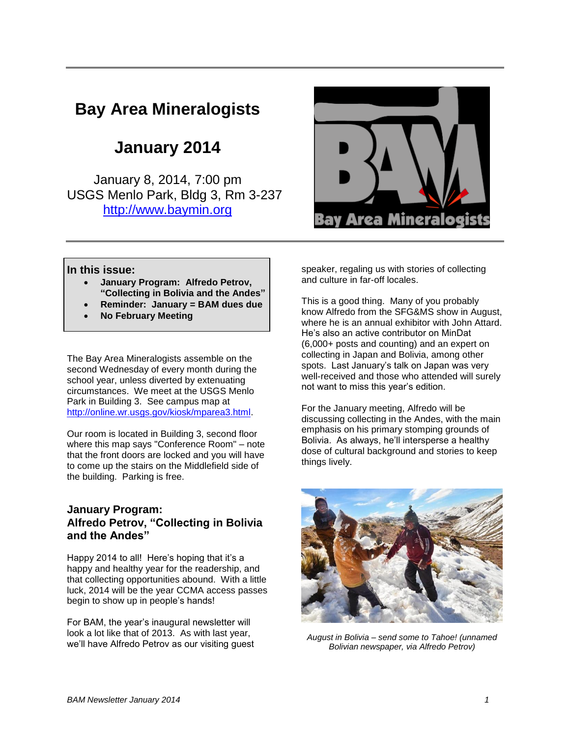# Bay Area Mineralogists

## January 2014

January 8, 2014, 7:00 pm
USGS Menlo Park, Bldg 3, Rm 3-237
http://www.baymin.org

**In this issue:**

- **January Program: Alfredo Petrov, "Collecting in Bolivia and the Andes"**
- **Reminder: January = BAM dues due**
- **No February Meeting**

The Bay Area Mineralogists assemble on the second Wednesday of every month during the school year, unless diverted by extenuating circumstances. We meet at the USGS Menlo Park in Building 3. See campus map at http://online.wr.usgs.gov/kiosk/mparea3.html.

Our room is located in Building 3, second floor where this map says "Conference Room" – note that the front doors are locked and you will have to come up the stairs on the Middlefield side of the building. Parking is free.

### January Program: Alfredo Petrov, "Collecting in Bolivia and the Andes"

Happy 2014 to all! Here's hoping that it's a happy and healthy year for the readership, and that collecting opportunities abound. With a little luck, 2014 will be the year CCMA access passes begin to show up in people's hands!

For BAM, the year's inaugural newsletter will look a lot like that of 2013. As with last year, we'll have Alfredo Petrov as our visiting guest speaker, regaling us with stories of collecting and culture in far-off locales.

This is a good thing. Many of you probably know Alfredo from the SFG&MS show in August, where he is an annual exhibitor with John Attard. He's also an active contributor on MinDat (6,000+ posts and counting) and an expert on collecting in Japan and Bolivia, among other spots. Last January's talk on Japan was very well-received and those who attended will surely not want to miss this year's edition.

For the January meeting, Alfredo will be discussing collecting in the Andes, with the main emphasis on his primary stomping grounds of Bolivia. As always, he'll intersperse a healthy dose of cultural background and stories to keep things lively.

*August in Bolivia – send some to Tahoe! (unnamed Bolivian newspaper, via Alfredo Petrov)*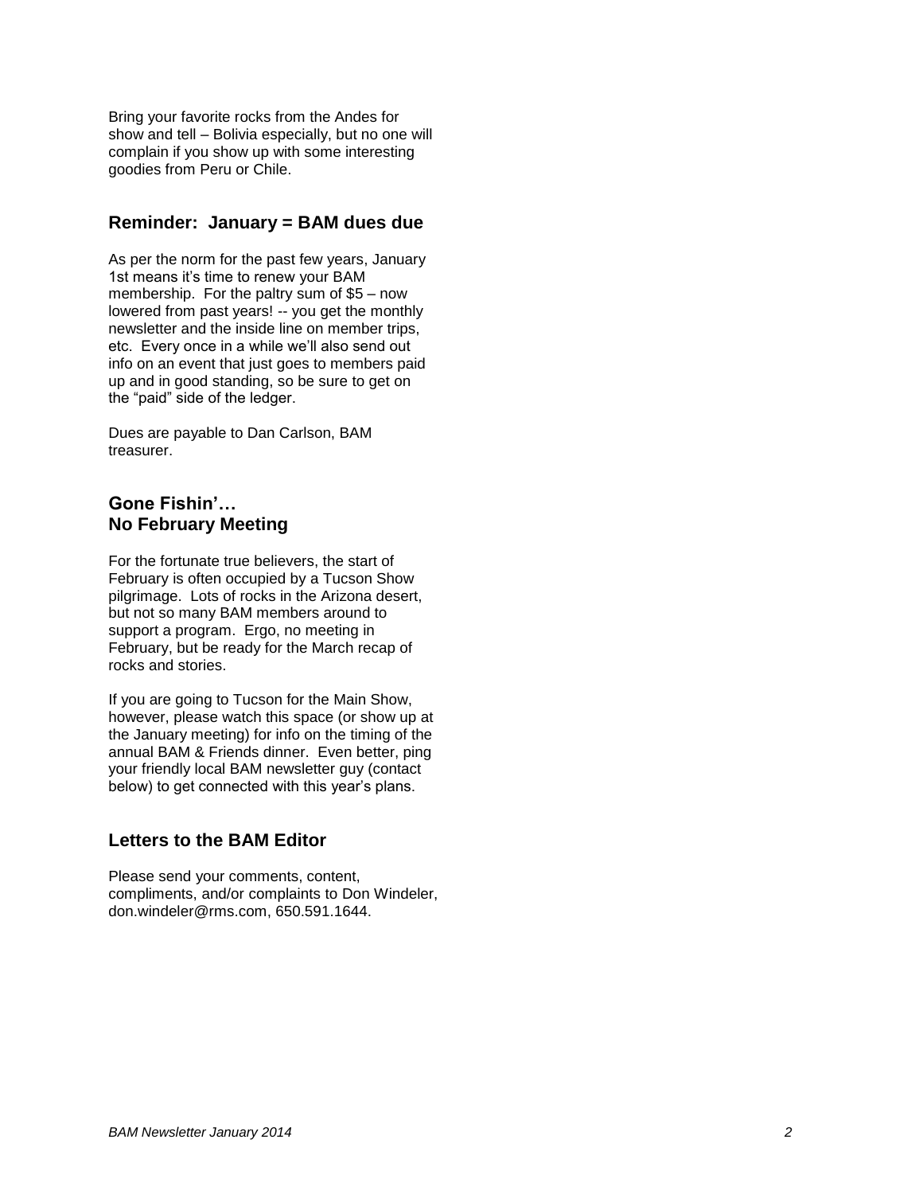Bring your favorite rocks from the Andes for show and tell – Bolivia especially, but no one will complain if you show up with some interesting goodies from Peru or Chile.

## Reminder: January = BAM dues due

As per the norm for the past few years, January 1st means it's time to renew your BAM membership. For the paltry sum of $5 – now lowered from past years! -- you get the monthly newsletter and the inside line on member trips, etc. Every once in a while we'll also send out info on an event that just goes to members paid up and in good standing, so be sure to get on the "paid" side of the ledger.

Dues are payable to Dan Carlson, BAM treasurer.

## Gone Fishin'… No February Meeting

For the fortunate true believers, the start of February is often occupied by a Tucson Show pilgrimage. Lots of rocks in the Arizona desert, but not so many BAM members around to support a program. Ergo, no meeting in February, but be ready for the March recap of rocks and stories.

If you are going to Tucson for the Main Show, however, please watch this space (or show up at the January meeting) for info on the timing of the annual BAM & Friends dinner. Even better, ping your friendly local BAM newsletter guy (contact below) to get connected with this year's plans.

## Letters to the BAM Editor

Please send your comments, content, compliments, and/or complaints to Don Windeler, don.windeler@rms.com, 650.591.1644.